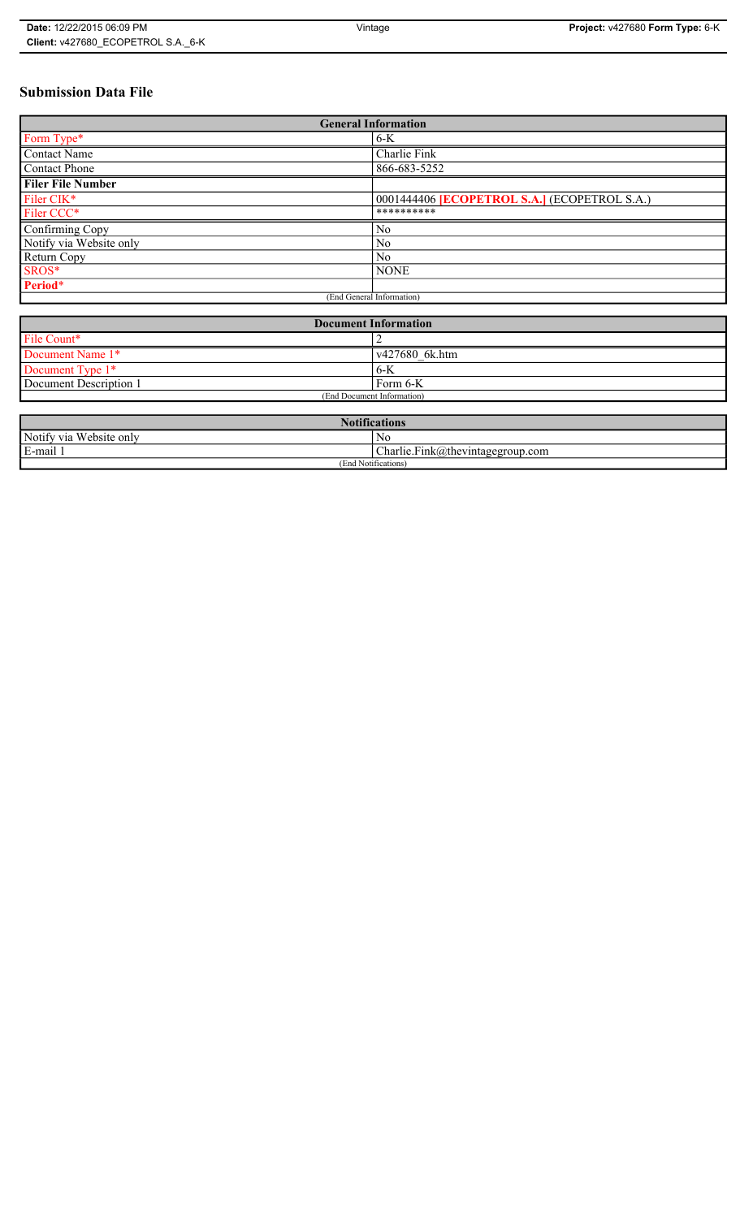# Submission Data File

| General Information | |
|---|---|
| Form Type* | 6-K |
| Contact Name | Charlie Fink |
| Contact Phone | 866-683-5252 |
| **Filer File Number** | |
| Filer CIK* | 0001444406 **[ECOPETROL S.A.]** (ECOPETROL S.A.) |
| Filer CCC* | ********** |
| Confirming Copy | No |
| Notify via Website only | No |
| Return Copy | No |
| SROS* | NONE |
| **Period*** | |
| (End General Information) | |

| Document Information | |
|---|---|
| File Count* | 2 |
| Document Name 1* | v427680_6k.htm |
| Document Type 1* | 6-K |
| Document Description 1 | Form 6-K |
| (End Document Information) | |

| Notifications | |
|---|---|
| Notify via Website only | No |
| E-mail 1 | Charlie.Fink@thevintagegroup.com |
| (End Notifications) | |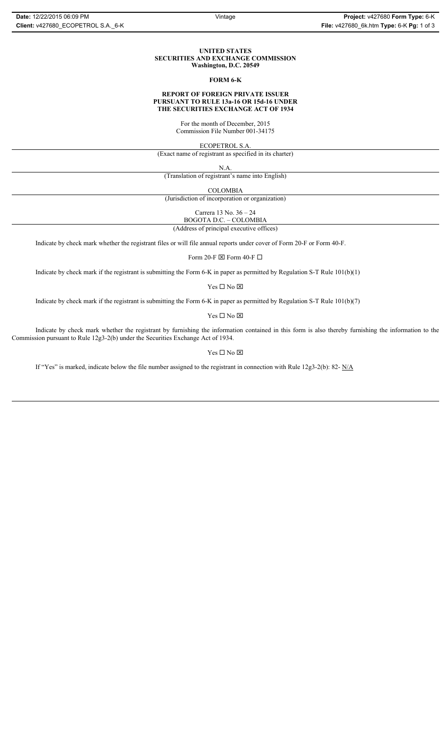**UNITED STATES**
**SECURITIES AND EXCHANGE COMMISSION**
**Washington, D.C. 20549**

**FORM 6-K**

**REPORT OF FOREIGN PRIVATE ISSUER**
**PURSUANT TO RULE 13a-16 OR 15d-16 UNDER**
**THE SECURITIES EXCHANGE ACT OF 1934**

For the month of December, 2015
Commission File Number 001-34175

ECOPETROL S.A.
(Exact name of registrant as specified in its charter)

N.A.
(Translation of registrant's name into English)

COLOMBIA
(Jurisdiction of incorporation or organization)

Carrera 13 No. 36 – 24
BOGOTA D.C. – COLOMBIA
(Address of principal executive offices)

Indicate by check mark whether the registrant files or will file annual reports under cover of Form 20-F or Form 40-F.

Form 20-F ☒ Form 40-F ☐

Indicate by check mark if the registrant is submitting the Form 6-K in paper as permitted by Regulation S-T Rule 101(b)(1)

Yes ☐ No ☒

Indicate by check mark if the registrant is submitting the Form 6-K in paper as permitted by Regulation S-T Rule 101(b)(7)

Yes ☐ No ☒

Indicate by check mark whether the registrant by furnishing the information contained in this form is also thereby furnishing the information to the Commission pursuant to Rule 12g3-2(b) under the Securities Exchange Act of 1934.

Yes ☐ No ☒

If "Yes" is marked, indicate below the file number assigned to the registrant in connection with Rule 12g3-2(b): 82- N/A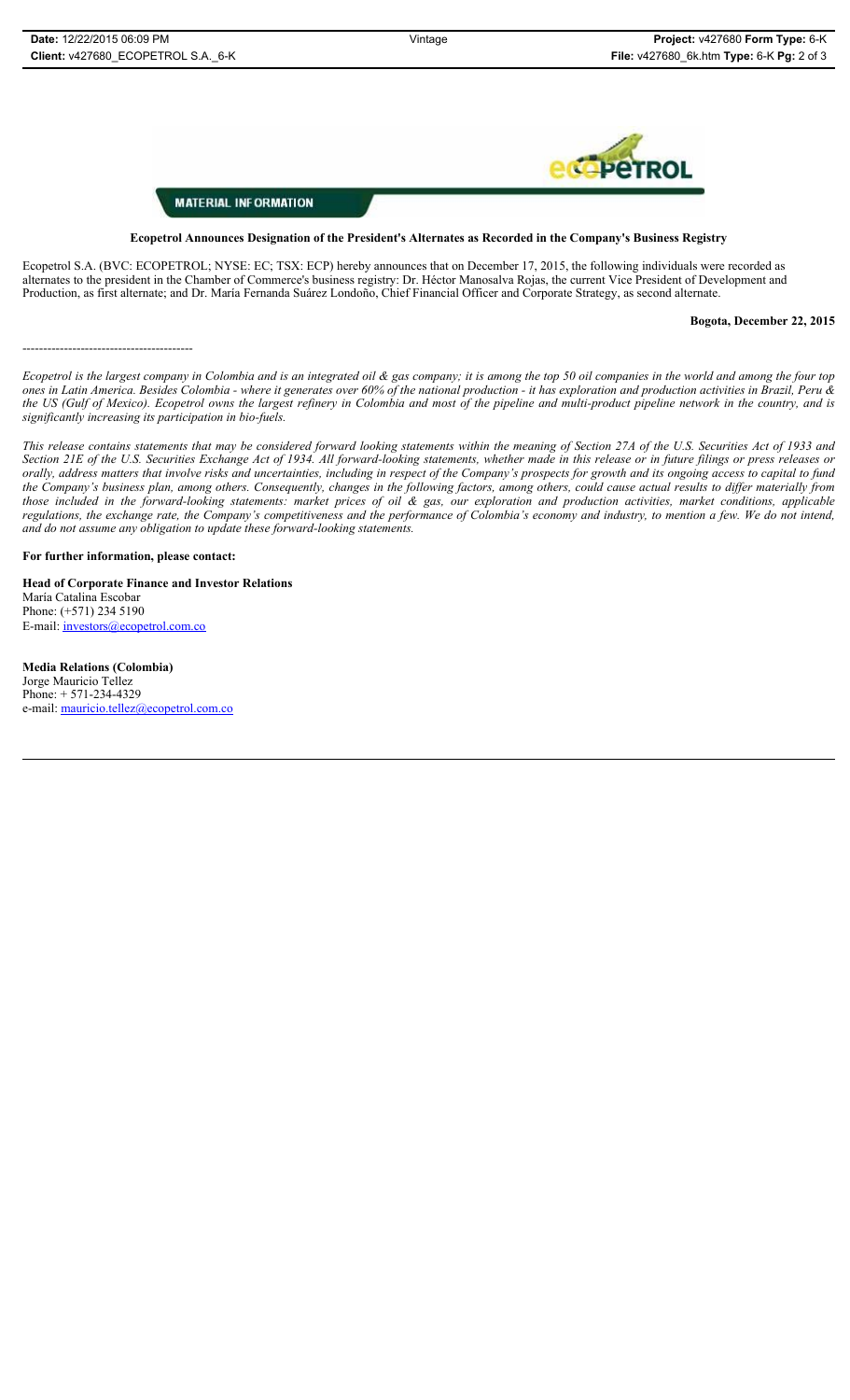**MATERIAL INFORMATION**

**Ecopetrol Announces Designation of the President's Alternates as Recorded in the Company's Business Registry**

Ecopetrol S.A. (BVC: ECOPETROL; NYSE: EC; TSX: ECP) hereby announces that on December 17, 2015, the following individuals were recorded as alternates to the president in the Chamber of Commerce's business registry: Dr. Héctor Manosalva Rojas, the current Vice President of Development and Production, as first alternate; and Dr. María Fernanda Suárez Londoño, Chief Financial Officer and Corporate Strategy, as second alternate.

**Bogota, December 22, 2015**

-----------------------------------------

*Ecopetrol is the largest company in Colombia and is an integrated oil & gas company; it is among the top 50 oil companies in the world and among the four top ones in Latin America. Besides Colombia - where it generates over 60% of the national production - it has exploration and production activities in Brazil, Peru & the US (Gulf of Mexico). Ecopetrol owns the largest refinery in Colombia and most of the pipeline and multi-product pipeline network in the country, and is significantly increasing its participation in bio-fuels.*

*This release contains statements that may be considered forward looking statements within the meaning of Section 27A of the U.S. Securities Act of 1933 and Section 21E of the U.S. Securities Exchange Act of 1934. All forward-looking statements, whether made in this release or in future filings or press releases or orally, address matters that involve risks and uncertainties, including in respect of the Company's prospects for growth and its ongoing access to capital to fund the Company's business plan, among others. Consequently, changes in the following factors, among others, could cause actual results to differ materially from those included in the forward-looking statements: market prices of oil & gas, our exploration and production activities, market conditions, applicable regulations, the exchange rate, the Company's competitiveness and the performance of Colombia's economy and industry, to mention a few. We do not intend, and do not assume any obligation to update these forward-looking statements.*

**For further information, please contact:**

**Head of Corporate Finance and Investor Relations**
María Catalina Escobar
Phone: (+571) 234 5190
E-mail: investors@ecopetrol.com.co

**Media Relations (Colombia)**
Jorge Mauricio Tellez
Phone: + 571-234-4329
e-mail: mauricio.tellez@ecopetrol.com.co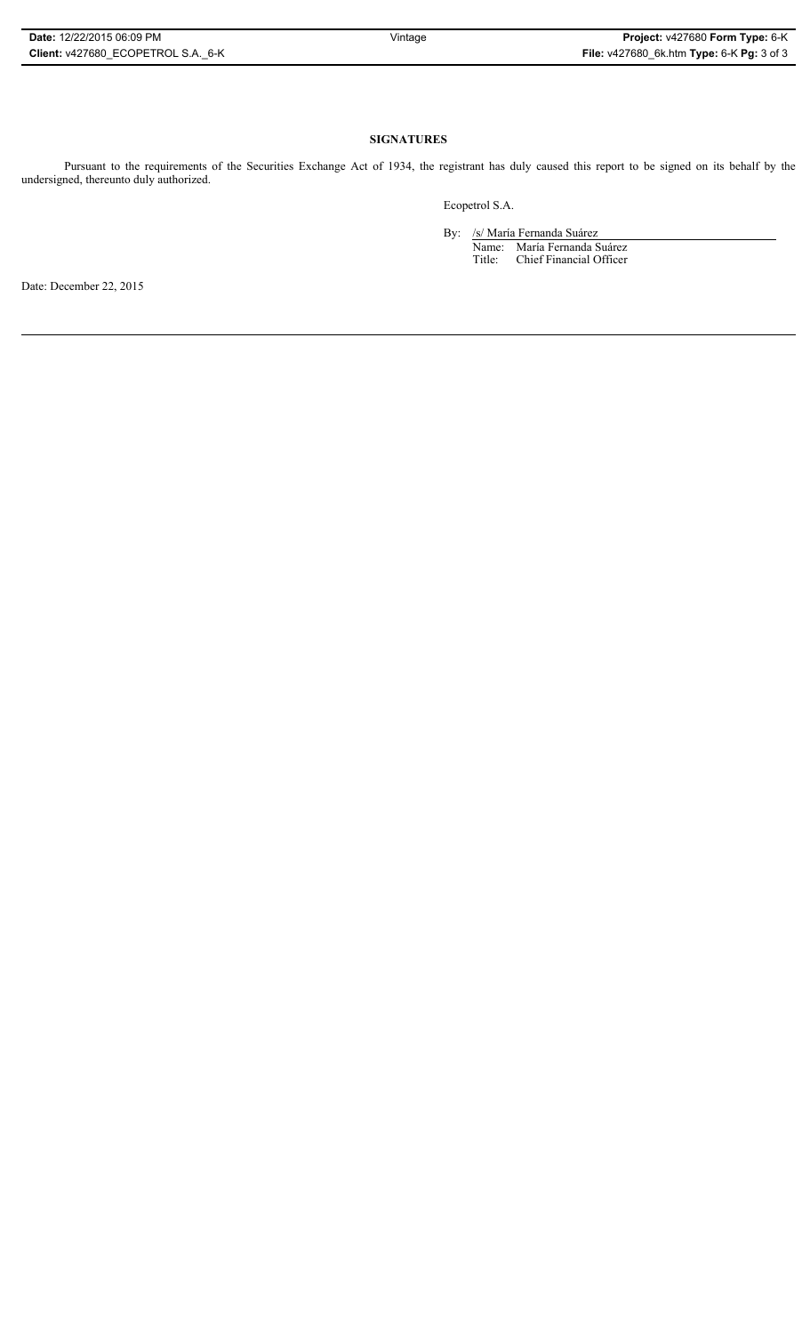## SIGNATURES

Pursuant to the requirements of the Securities Exchange Act of 1934, the registrant has duly caused this report to be signed on its behalf by the undersigned, thereunto duly authorized.

Ecopetrol S.A.

By: /s/ María Fernanda Suárez

Name: María Fernanda Suárez

Title: Chief Financial Officer

Date: December 22, 2015